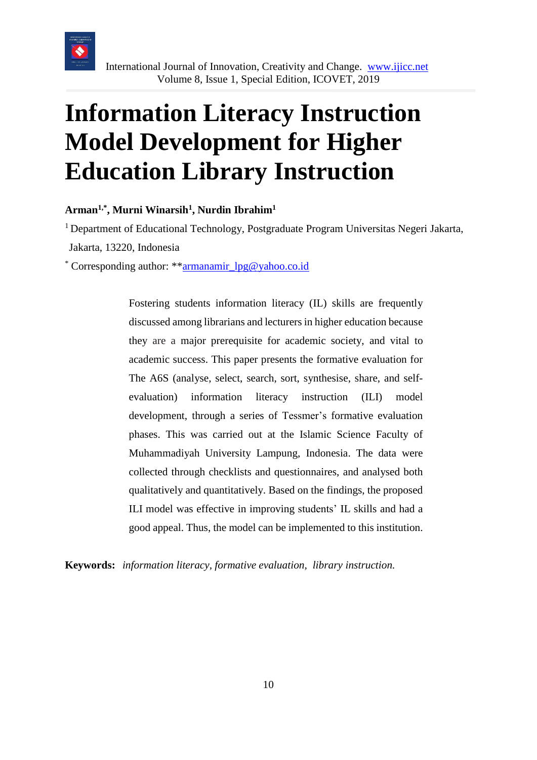# Information Literacy Instruction Model Development for Higher Education Library Instruction

**Arman[1,*], Murni Winarsih[1], Nurdin Ibrahim[1]**

[1] Department of Educational Technology, Postgraduate Program Universitas Negeri Jakarta, Jakarta, 13220, Indonesia

[*] Corresponding author: **armanamir_lpg@yahoo.co.id

Fostering students information literacy (IL) skills are frequently discussed among librarians and lecturers in higher education because they are a major prerequisite for academic society, and vital to academic success. This paper presents the formative evaluation for The A6S (analyse, select, search, sort, synthesise, share, and self-evaluation) information literacy instruction (ILI) model development, through a series of Tessmer's formative evaluation phases. This was carried out at the Islamic Science Faculty of Muhammadiyah University Lampung, Indonesia. The data were collected through checklists and questionnaires, and analysed both qualitatively and quantitatively. Based on the findings, the proposed ILI model was effective in improving students' IL skills and had a good appeal. Thus, the model can be implemented to this institution.

**Keywords:** *information literacy, formative evaluation, library instruction.*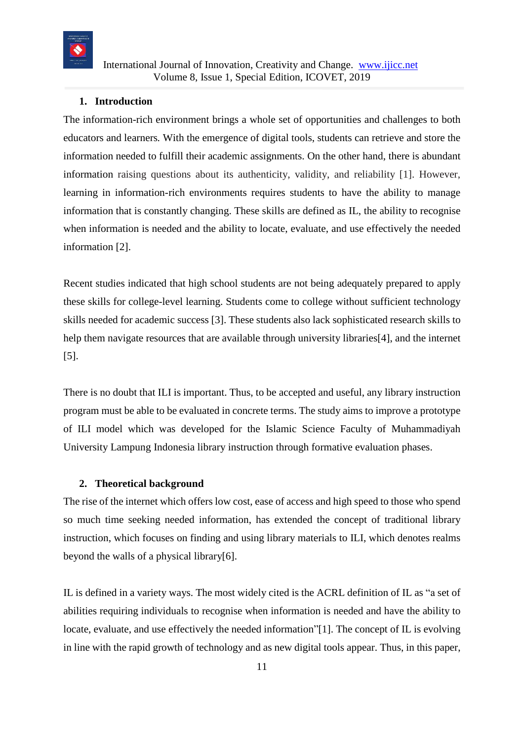## 1. Introduction

The information-rich environment brings a whole set of opportunities and challenges to both educators and learners. With the emergence of digital tools, students can retrieve and store the information needed to fulfill their academic assignments. On the other hand, there is abundant information raising questions about its authenticity, validity, and reliability [1]. However, learning in information-rich environments requires students to have the ability to manage information that is constantly changing. These skills are defined as IL, the ability to recognise when information is needed and the ability to locate, evaluate, and use effectively the needed information [2].

Recent studies indicated that high school students are not being adequately prepared to apply these skills for college-level learning. Students come to college without sufficient technology skills needed for academic success [3]. These students also lack sophisticated research skills to help them navigate resources that are available through university libraries[4], and the internet [5].

There is no doubt that ILI is important. Thus, to be accepted and useful, any library instruction program must be able to be evaluated in concrete terms. The study aims to improve a prototype of ILI model which was developed for the Islamic Science Faculty of Muhammadiyah University Lampung Indonesia library instruction through formative evaluation phases.

## 2. Theoretical background

The rise of the internet which offers low cost, ease of access and high speed to those who spend so much time seeking needed information, has extended the concept of traditional library instruction, which focuses on finding and using library materials to ILI, which denotes realms beyond the walls of a physical library[6].

IL is defined in a variety ways. The most widely cited is the ACRL definition of IL as "a set of abilities requiring individuals to recognise when information is needed and have the ability to locate, evaluate, and use effectively the needed information"[1]. The concept of IL is evolving in line with the rapid growth of technology and as new digital tools appear. Thus, in this paper,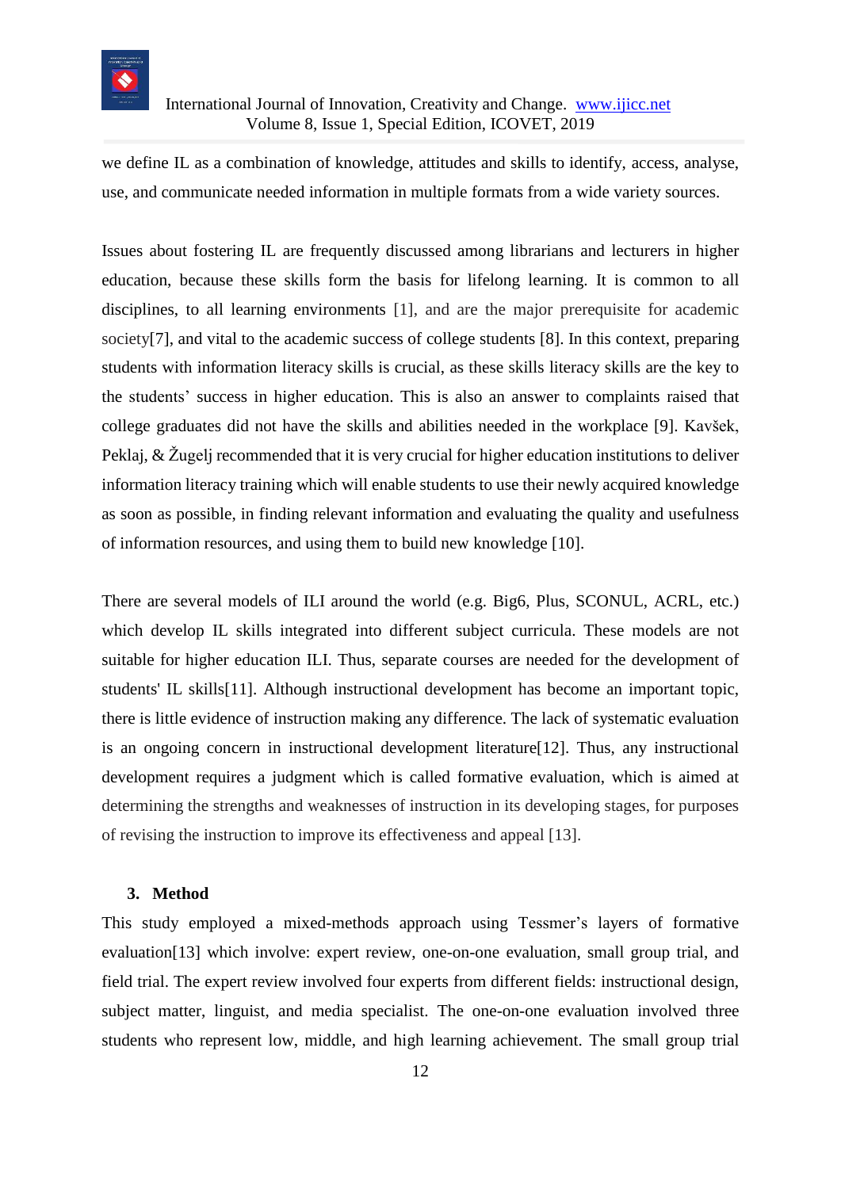we define IL as a combination of knowledge, attitudes and skills to identify, access, analyse, use, and communicate needed information in multiple formats from a wide variety sources.

Issues about fostering IL are frequently discussed among librarians and lecturers in higher education, because these skills form the basis for lifelong learning. It is common to all disciplines, to all learning environments [1], and are the major prerequisite for academic society[7], and vital to the academic success of college students [8]. In this context, preparing students with information literacy skills is crucial, as these skills literacy skills are the key to the students' success in higher education. This is also an answer to complaints raised that college graduates did not have the skills and abilities needed in the workplace [9]. Kavšek, Peklaj, & Žugelj recommended that it is very crucial for higher education institutions to deliver information literacy training which will enable students to use their newly acquired knowledge as soon as possible, in finding relevant information and evaluating the quality and usefulness of information resources, and using them to build new knowledge [10].

There are several models of ILI around the world (e.g. Big6, Plus, SCONUL, ACRL, etc.) which develop IL skills integrated into different subject curricula. These models are not suitable for higher education ILI. Thus, separate courses are needed for the development of students' IL skills[11]. Although instructional development has become an important topic, there is little evidence of instruction making any difference. The lack of systematic evaluation is an ongoing concern in instructional development literature[12]. Thus, any instructional development requires a judgment which is called formative evaluation, which is aimed at determining the strengths and weaknesses of instruction in its developing stages, for purposes of revising the instruction to improve its effectiveness and appeal [13].

## 3. Method

This study employed a mixed-methods approach using Tessmer's layers of formative evaluation[13] which involve: expert review, one-on-one evaluation, small group trial, and field trial. The expert review involved four experts from different fields: instructional design, subject matter, linguist, and media specialist. The one-on-one evaluation involved three students who represent low, middle, and high learning achievement. The small group trial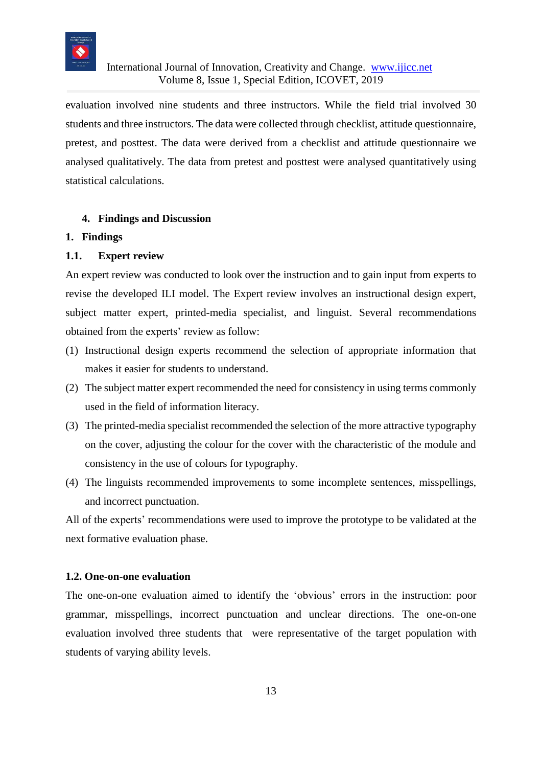evaluation involved nine students and three instructors. While the field trial involved 30 students and three instructors. The data were collected through checklist, attitude questionnaire, pretest, and posttest. The data were derived from a checklist and attitude questionnaire we analysed qualitatively. The data from pretest and posttest were analysed quantitatively using statistical calculations.

## 4. Findings and Discussion

### 1. Findings

#### 1.1. Expert review

An expert review was conducted to look over the instruction and to gain input from experts to revise the developed ILI model. The Expert review involves an instructional design expert, subject matter expert, printed-media specialist, and linguist. Several recommendations obtained from the experts' review as follow:

(1) Instructional design experts recommend the selection of appropriate information that makes it easier for students to understand.

(2) The subject matter expert recommended the need for consistency in using terms commonly used in the field of information literacy.

(3) The printed-media specialist recommended the selection of the more attractive typography on the cover, adjusting the colour for the cover with the characteristic of the module and consistency in the use of colours for typography.

(4) The linguists recommended improvements to some incomplete sentences, misspellings, and incorrect punctuation.

All of the experts' recommendations were used to improve the prototype to be validated at the next formative evaluation phase.

#### 1.2. One-on-one evaluation

The one-on-one evaluation aimed to identify the 'obvious' errors in the instruction: poor grammar, misspellings, incorrect punctuation and unclear directions. The one-on-one evaluation involved three students that were representative of the target population with students of varying ability levels.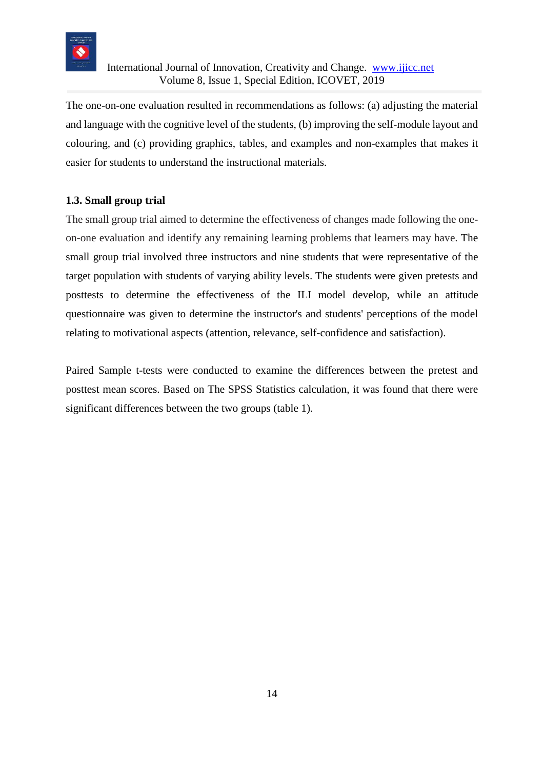The one-on-one evaluation resulted in recommendations as follows: (a) adjusting the material and language with the cognitive level of the students, (b) improving the self-module layout and colouring, and (c) providing graphics, tables, and examples and non-examples that makes it easier for students to understand the instructional materials.

### 1.3. Small group trial

The small group trial aimed to determine the effectiveness of changes made following the one-on-one evaluation and identify any remaining learning problems that learners may have. The small group trial involved three instructors and nine students that were representative of the target population with students of varying ability levels. The students were given pretests and posttests to determine the effectiveness of the ILI model develop, while an attitude questionnaire was given to determine the instructor's and students' perceptions of the model relating to motivational aspects (attention, relevance, self-confidence and satisfaction).

Paired Sample t-tests were conducted to examine the differences between the pretest and posttest mean scores. Based on The SPSS Statistics calculation, it was found that there were significant differences between the two groups (table 1).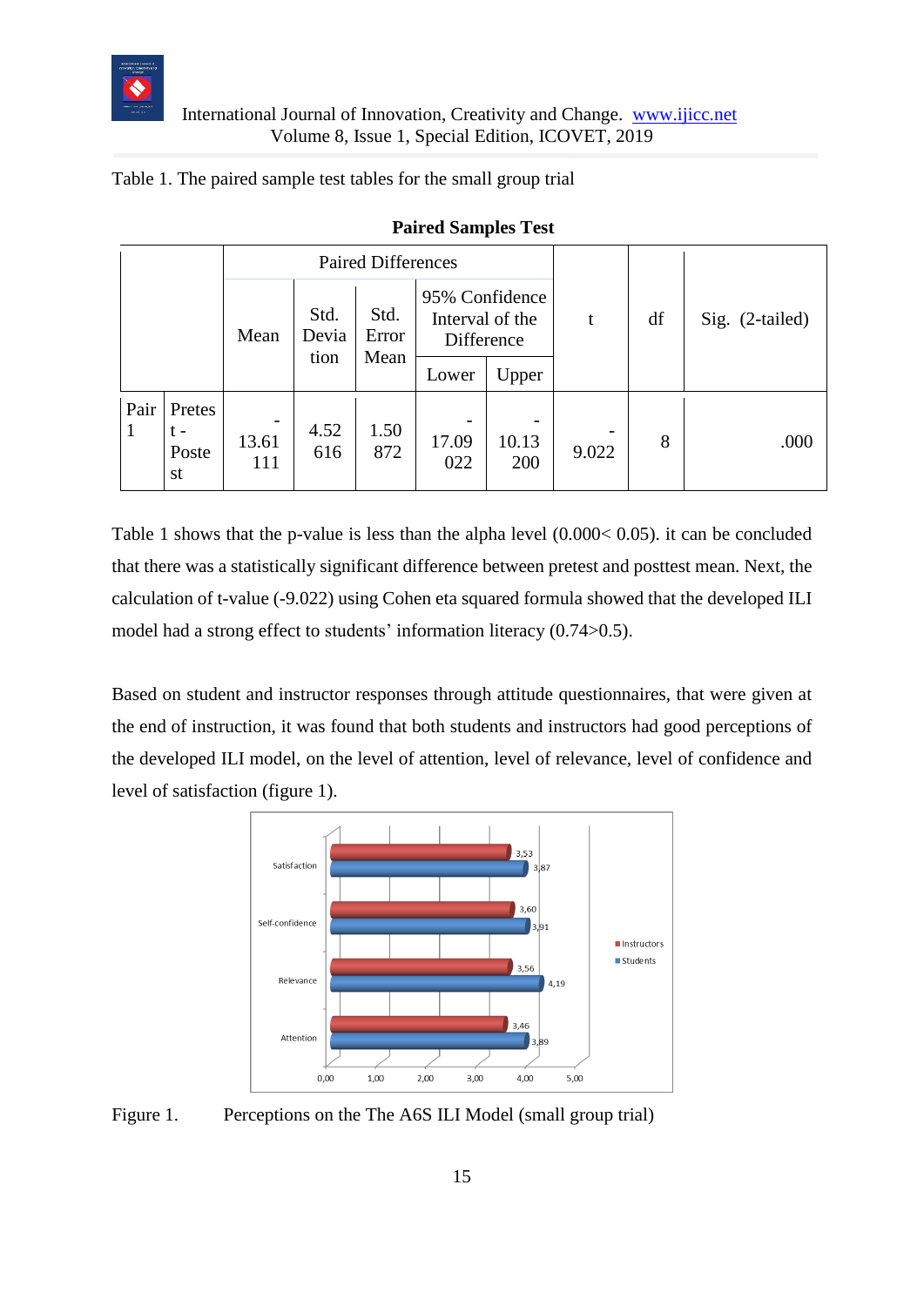Table 1. The paired sample test tables for the small group trial

**Paired Samples Test**

| | | Paired Differences | | | | | t | df | Sig. (2-tailed) |
|---|---|---|---|---|---|---|---|---|---|
| | | Mean | Std. Deviation | Std. Error Mean | 95% Confidence Interval of the Difference | | | | |
| | | | | | Lower | Upper | | | |
| Pair 1 | Pretest - Posttest | -13.61111 | 4.52616 | 1.50872 | -17.09022 | -10.13200 | -9.022 | 8 | .000 |

Table 1 shows that the p-value is less than the alpha level (0.000< 0.05). it can be concluded that there was a statistically significant difference between pretest and posttest mean. Next, the calculation of t-value (-9.022) using Cohen eta squared formula showed that the developed ILI model had a strong effect to students' information literacy (0.74>0.5).

Based on student and instructor responses through attitude questionnaires, that were given at the end of instruction, it was found that both students and instructors had good perceptions of the developed ILI model, on the level of attention, level of relevance, level of confidence and level of satisfaction (figure 1).

Figure 1. Perceptions on the The A6S ILI Model (small group trial)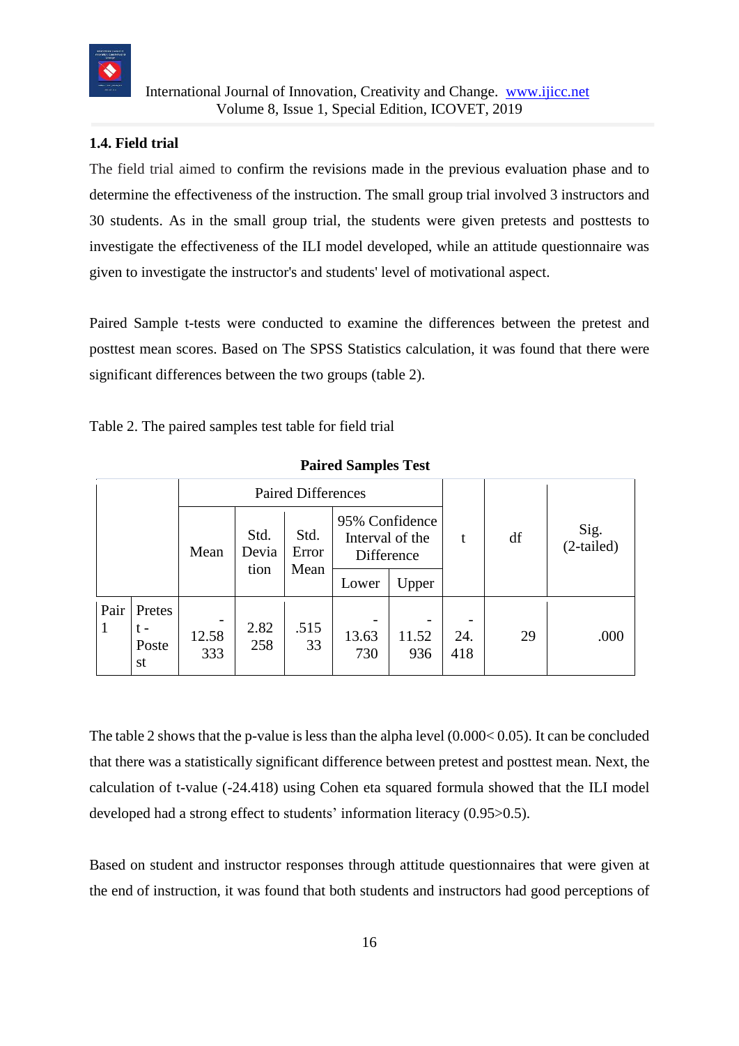### 1.4. Field trial

The field trial aimed to confirm the revisions made in the previous evaluation phase and to determine the effectiveness of the instruction. The small group trial involved 3 instructors and 30 students. As in the small group trial, the students were given pretests and posttests to investigate the effectiveness of the ILI model developed, while an attitude questionnaire was given to investigate the instructor's and students' level of motivational aspect.

Paired Sample t-tests were conducted to examine the differences between the pretest and posttest mean scores. Based on The SPSS Statistics calculation, it was found that there were significant differences between the two groups (table 2).

Table 2. The paired samples test table for field trial

**Paired Samples Test**

| | | Paired Differences | | | | | t | df | Sig. (2-tailed) |
|---|---|---|---|---|---|---|---|---|---|
| | | Mean | Std. Deviation | Std. Error Mean | 95% Confidence Interval of the Difference | | | | |
| | | | | | Lower | Upper | | | |
| Pair 1 | Pretest - Posttest | -12.58333 | 2.82258 | .51533 | -13.63730 | -11.52936 | -24.418 | 29 | .000 |

The table 2 shows that the p-value is less than the alpha level (0.000< 0.05). It can be concluded that there was a statistically significant difference between pretest and posttest mean. Next, the calculation of t-value (-24.418) using Cohen eta squared formula showed that the ILI model developed had a strong effect to students' information literacy (0.95>0.5).

Based on student and instructor responses through attitude questionnaires that were given at the end of instruction, it was found that both students and instructors had good perceptions of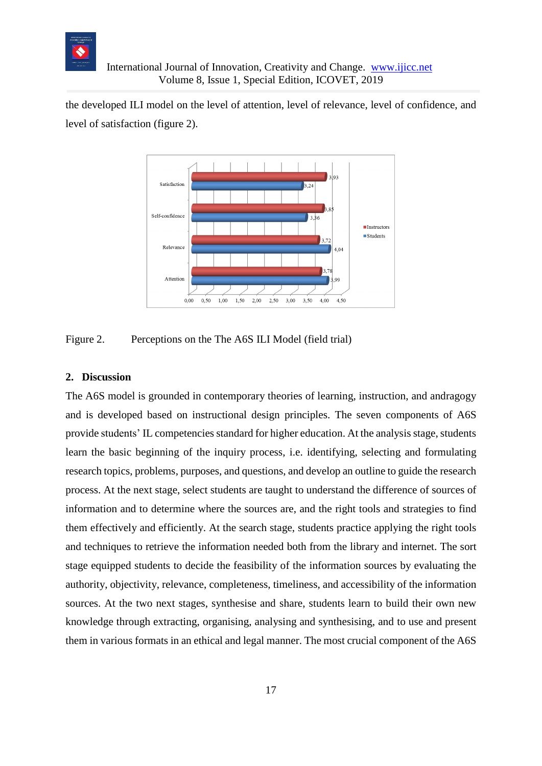the developed ILI model on the level of attention, level of relevance, level of confidence, and level of satisfaction (figure 2).

Figure 2. Perceptions on the The A6S ILI Model (field trial)

## 2. Discussion

The A6S model is grounded in contemporary theories of learning, instruction, and andragogy and is developed based on instructional design principles. The seven components of A6S provide students' IL competencies standard for higher education. At the analysis stage, students learn the basic beginning of the inquiry process, i.e. identifying, selecting and formulating research topics, problems, purposes, and questions, and develop an outline to guide the research process. At the next stage, select students are taught to understand the difference of sources of information and to determine where the sources are, and the right tools and strategies to find them effectively and efficiently. At the search stage, students practice applying the right tools and techniques to retrieve the information needed both from the library and internet. The sort stage equipped students to decide the feasibility of the information sources by evaluating the authority, objectivity, relevance, completeness, timeliness, and accessibility of the information sources. At the two next stages, synthesise and share, students learn to build their own new knowledge through extracting, organising, analysing and synthesising, and to use and present them in various formats in an ethical and legal manner. The most crucial component of the A6S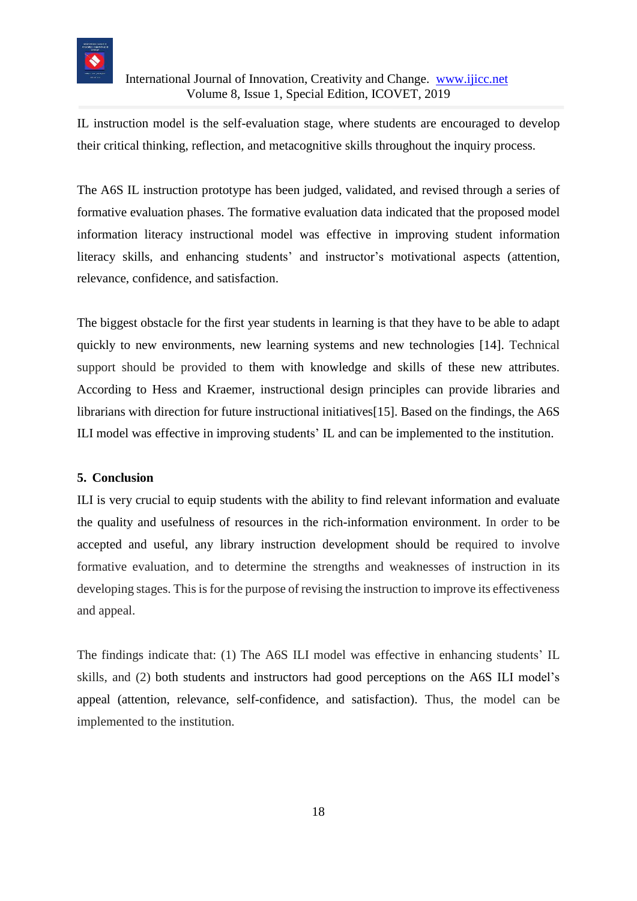IL instruction model is the self-evaluation stage, where students are encouraged to develop their critical thinking, reflection, and metacognitive skills throughout the inquiry process.

The A6S IL instruction prototype has been judged, validated, and revised through a series of formative evaluation phases. The formative evaluation data indicated that the proposed model information literacy instructional model was effective in improving student information literacy skills, and enhancing students' and instructor's motivational aspects (attention, relevance, confidence, and satisfaction.

The biggest obstacle for the first year students in learning is that they have to be able to adapt quickly to new environments, new learning systems and new technologies [14]. Technical support should be provided to them with knowledge and skills of these new attributes. According to Hess and Kraemer, instructional design principles can provide libraries and librarians with direction for future instructional initiatives[15]. Based on the findings, the A6S ILI model was effective in improving students' IL and can be implemented to the institution.

## 5. Conclusion

ILI is very crucial to equip students with the ability to find relevant information and evaluate the quality and usefulness of resources in the rich-information environment. In order to be accepted and useful, any library instruction development should be required to involve formative evaluation, and to determine the strengths and weaknesses of instruction in its developing stages. This is for the purpose of revising the instruction to improve its effectiveness and appeal.

The findings indicate that: (1) The A6S ILI model was effective in enhancing students' IL skills, and (2) both students and instructors had good perceptions on the A6S ILI model's appeal (attention, relevance, self-confidence, and satisfaction). Thus, the model can be implemented to the institution.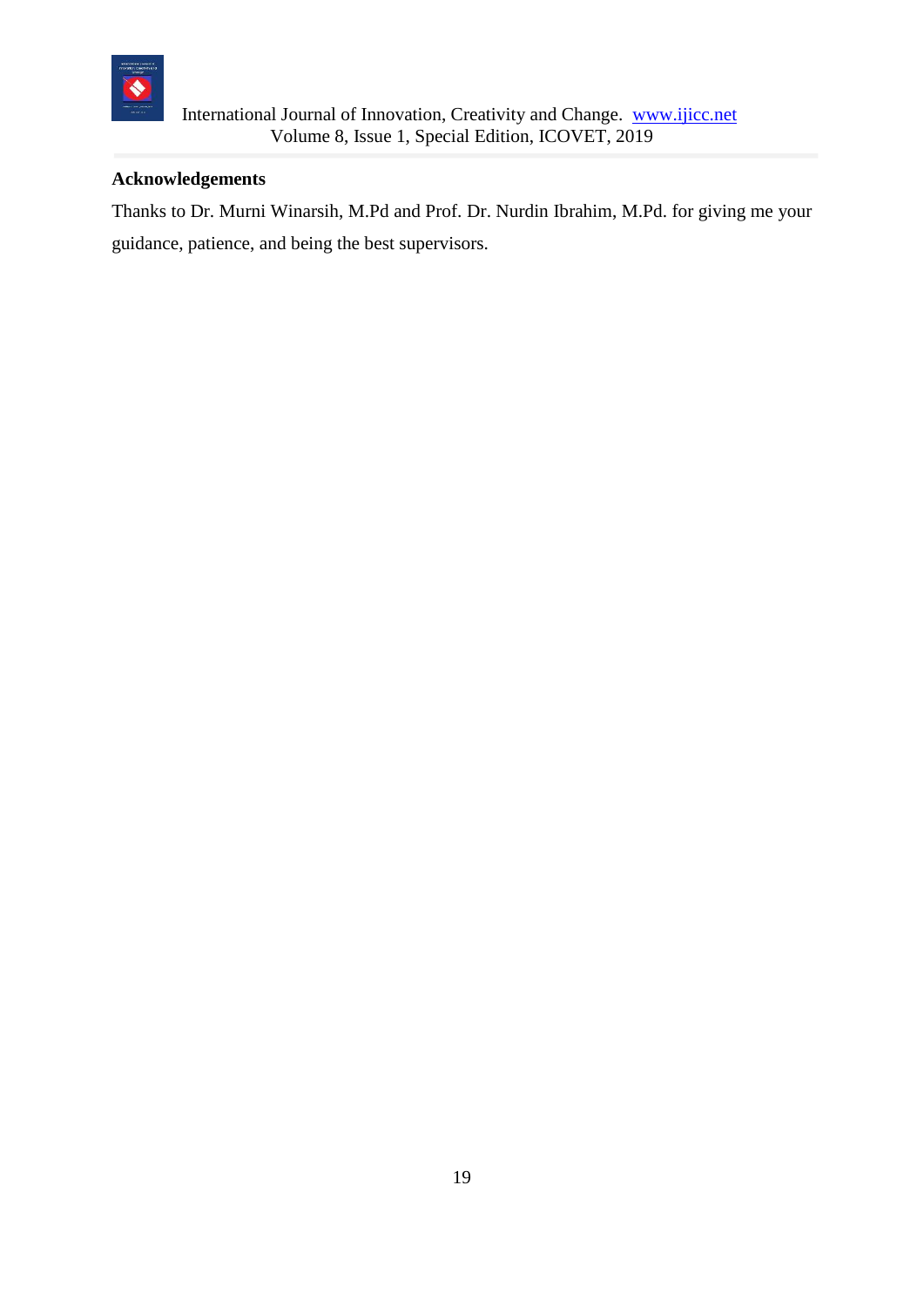## Acknowledgements

Thanks to Dr. Murni Winarsih, M.Pd and Prof. Dr. Nurdin Ibrahim, M.Pd. for giving me your guidance, patience, and being the best supervisors.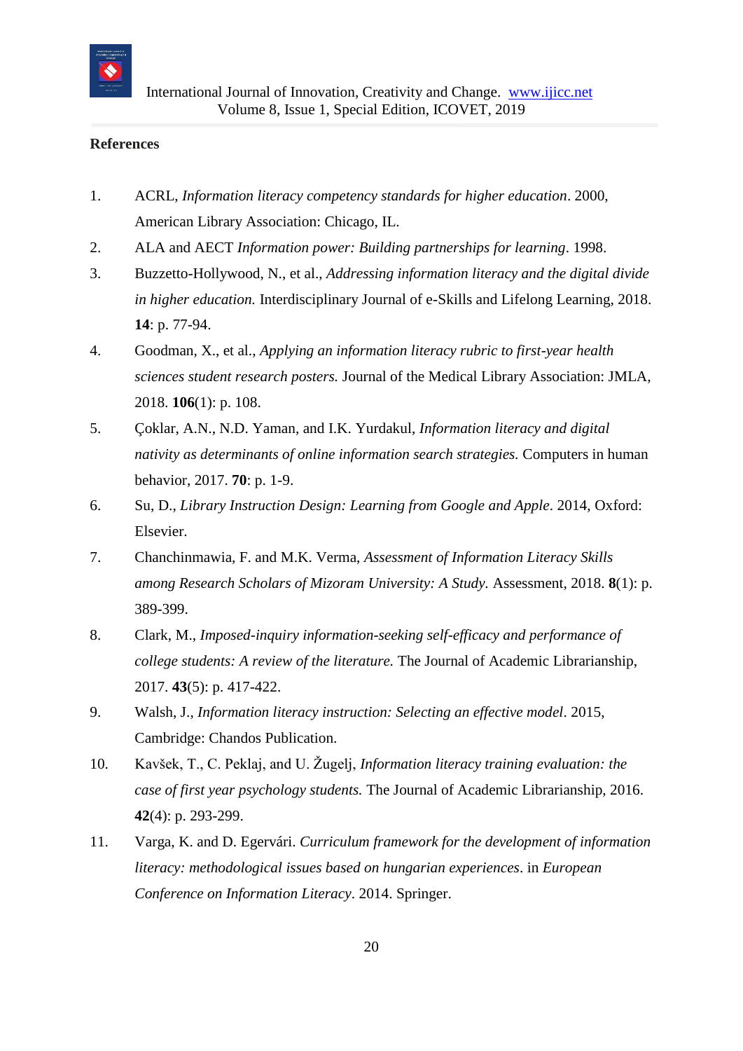## References

1. ACRL, *Information literacy competency standards for higher education*. 2000, American Library Association: Chicago, IL.
2. ALA and AECT *Information power: Building partnerships for learning*. 1998.
3. Buzzetto-Hollywood, N., et al., *Addressing information literacy and the digital divide in higher education.* Interdisciplinary Journal of e-Skills and Lifelong Learning, 2018. **14**: p. 77-94.
4. Goodman, X., et al., *Applying an information literacy rubric to first-year health sciences student research posters.* Journal of the Medical Library Association: JMLA, 2018. **106**(1): p. 108.
5. Çoklar, A.N., N.D. Yaman, and I.K. Yurdakul, *Information literacy and digital nativity as determinants of online information search strategies.* Computers in human behavior, 2017. **70**: p. 1-9.
6. Su, D., *Library Instruction Design: Learning from Google and Apple*. 2014, Oxford: Elsevier.
7. Chanchinmawia, F. and M.K. Verma, *Assessment of Information Literacy Skills among Research Scholars of Mizoram University: A Study.* Assessment, 2018. **8**(1): p. 389-399.
8. Clark, M., *Imposed-inquiry information-seeking self-efficacy and performance of college students: A review of the literature.* The Journal of Academic Librarianship, 2017. **43**(5): p. 417-422.
9. Walsh, J., *Information literacy instruction: Selecting an effective model*. 2015, Cambridge: Chandos Publication.
10. Kavšek, T., C. Peklaj, and U. Žugelj, *Information literacy training evaluation: the case of first year psychology students.* The Journal of Academic Librarianship, 2016. **42**(4): p. 293-299.
11. Varga, K. and D. Egervári. *Curriculum framework for the development of information literacy: methodological issues based on hungarian experiences*. in *European Conference on Information Literacy*. 2014. Springer.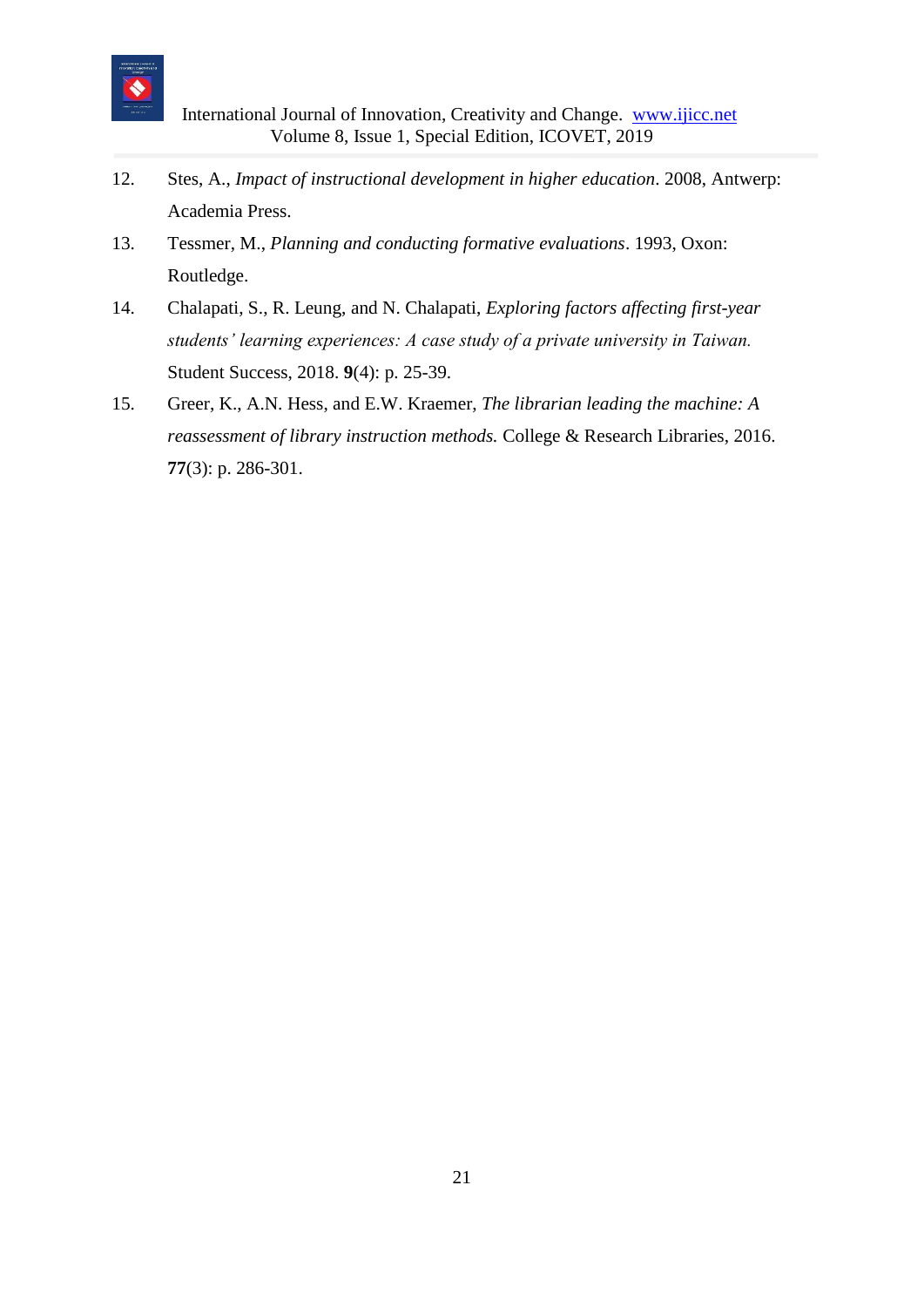12. Stes, A., *Impact of instructional development in higher education*. 2008, Antwerp: Academia Press.
13. Tessmer, M., *Planning and conducting formative evaluations*. 1993, Oxon: Routledge.
14. Chalapati, S., R. Leung, and N. Chalapati, *Exploring factors affecting first-year students' learning experiences: A case study of a private university in Taiwan.* Student Success, 2018. **9**(4): p. 25-39.
15. Greer, K., A.N. Hess, and E.W. Kraemer, *The librarian leading the machine: A reassessment of library instruction methods.* College & Research Libraries, 2016. **77**(3): p. 286-301.